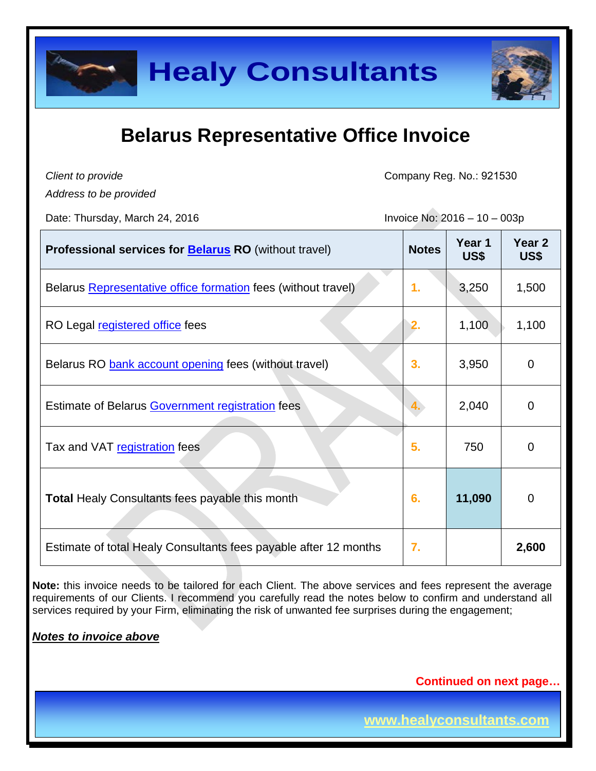# Healy Consultants

## Belarus Representative Office Invoice

*Client to provide*

*Address to be provided*

Company Reg. No.: 921530

Date: Thursday, March 24, 2016

Invoice No: 2016 – 10 – 003p

| **Professional services for Belarus RO** (without travel) | **Notes** | **Year 1 US$** | **Year 2 US$** |
|---|---|---|---|
| Belarus Representative office formation fees (without travel) | 1. | 3,250 | 1,500 |
| RO Legal registered office fees | 2. | 1,100 | 1,100 |
| Belarus RO bank account opening fees (without travel) | 3. | 3,950 | 0 |
| Estimate of Belarus Government registration fees | 4. | 2,040 | 0 |
| Tax and VAT registration fees | 5. | 750 | 0 |
| **Total** Healy Consultants fees payable this month | 6. | **11,090** | 0 |
| Estimate of total Healy Consultants fees payable after 12 months | 7. | | **2,600** |

**Note:** this invoice needs to be tailored for each Client. The above services and fees represent the average requirements of our Clients. I recommend you carefully read the notes below to confirm and understand all services required by your Firm, eliminating the risk of unwanted fee surprises during the engagement;

***Notes to invoice above***

**Continued on next page…**

www.healyconsultants.com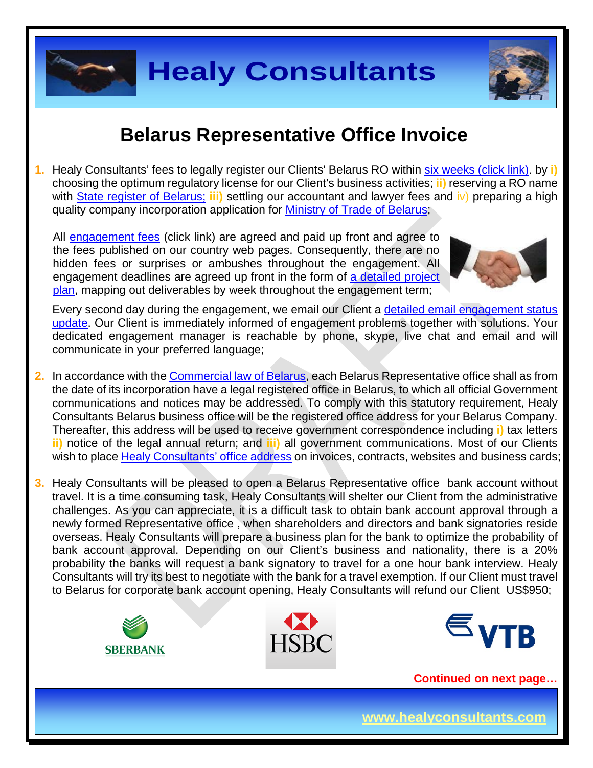# Belarus Representative Office Invoice

1. Healy Consultants' fees to legally register our Clients' Belarus RO within six weeks (click link). by **i)** choosing the optimum regulatory license for our Client's business activities; **ii)** reserving a RO name with State register of Belarus; **iii)** settling our accountant and lawyer fees and iv) preparing a high quality company incorporation application for Ministry of Trade of Belarus;

   All engagement fees (click link) are agreed and paid up front and agree to the fees published on our country web pages. Consequently, there are no hidden fees or surprises or ambushes throughout the engagement. All engagement deadlines are agreed up front in the form of a detailed project plan, mapping out deliverables by week throughout the engagement term;

   Every second day during the engagement, we email our Client a detailed email engagement status update. Our Client is immediately informed of engagement problems together with solutions. Your dedicated engagement manager is reachable by phone, skype, live chat and email and will communicate in your preferred language;

2. In accordance with the Commercial law of Belarus, each Belarus Representative office shall as from the date of its incorporation have a legal registered office in Belarus, to which all official Government communications and notices may be addressed. To comply with this statutory requirement, Healy Consultants Belarus business office will be the registered office address for your Belarus Company. Thereafter, this address will be used to receive government correspondence including **i)** tax letters **ii)** notice of the legal annual return; and **iii)** all government communications. Most of our Clients wish to place Healy Consultants' office address on invoices, contracts, websites and business cards;

3. Healy Consultants will be pleased to open a Belarus Representative office bank account without travel. It is a time consuming task, Healy Consultants will shelter our Client from the administrative challenges. As you can appreciate, it is a difficult task to obtain bank account approval through a newly formed Representative office , when shareholders and directors and bank signatories reside overseas. Healy Consultants will prepare a business plan for the bank to optimize the probability of bank account approval. Depending on our Client's business and nationality, there is a 20% probability the banks will request a bank signatory to travel for a one hour bank interview. Healy Consultants will try its best to negotiate with the bank for a travel exemption. If our Client must travel to Belarus for corporate bank account opening, Healy Consultants will refund our Client US$950;

**Continued on next page…**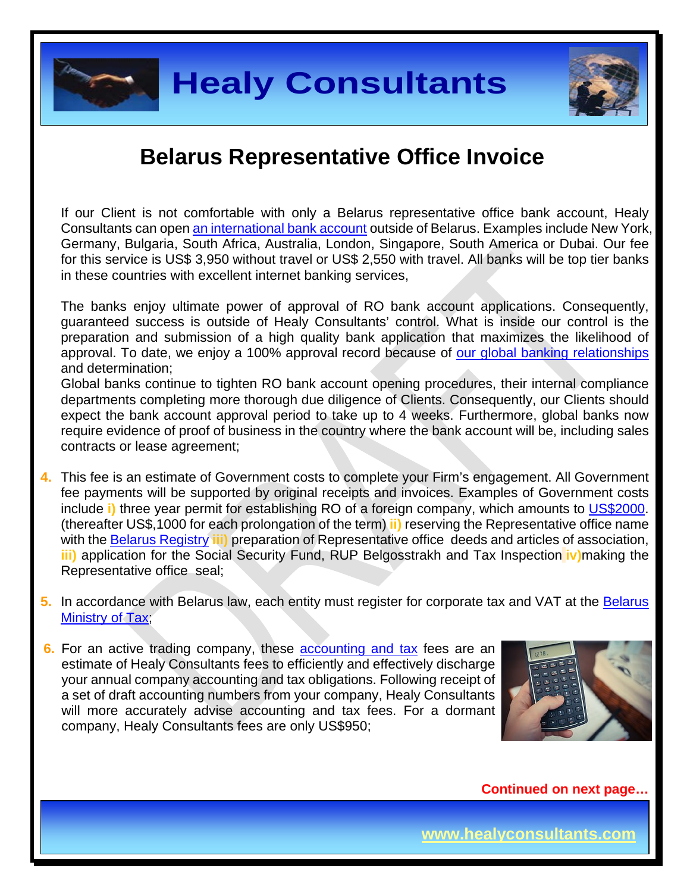# Belarus Representative Office Invoice

If our Client is not comfortable with only a Belarus representative office bank account, Healy Consultants can open an international bank account outside of Belarus. Examples include New York, Germany, Bulgaria, South Africa, Australia, London, Singapore, South America or Dubai. Our fee for this service is US$ 3,950 without travel or US$ 2,550 with travel. All banks will be top tier banks in these countries with excellent internet banking services,

The banks enjoy ultimate power of approval of RO bank account applications. Consequently, guaranteed success is outside of Healy Consultants' control. What is inside our control is the preparation and submission of a high quality bank application that maximizes the likelihood of approval. To date, we enjoy a 100% approval record because of our global banking relationships and determination;

Global banks continue to tighten RO bank account opening procedures, their internal compliance departments completing more thorough due diligence of Clients. Consequently, our Clients should expect the bank account approval period to take up to 4 weeks. Furthermore, global banks now require evidence of proof of business in the country where the bank account will be, including sales contracts or lease agreement;

4. This fee is an estimate of Government costs to complete your Firm's engagement. All Government fee payments will be supported by original receipts and invoices. Examples of Government costs include **i)** three year permit for establishing RO of a foreign company, which amounts to US$2000. (thereafter US$,1000 for each prolongation of the term) **ii)** reserving the Representative office name with the Belarus Registry **iii)** preparation of Representative office deeds and articles of association, **iii)** application for the Social Security Fund, RUP Belgosstrakh and Tax Inspection **iv)** making the Representative office seal;

5. In accordance with Belarus law, each entity must register for corporate tax and VAT at the Belarus Ministry of Tax;

6. For an active trading company, these accounting and tax fees are an estimate of Healy Consultants fees to efficiently and effectively discharge your annual company accounting and tax obligations. Following receipt of a set of draft accounting numbers from your company, Healy Consultants will more accurately advise accounting and tax fees. For a dormant company, Healy Consultants fees are only US$950;

**Continued on next page…**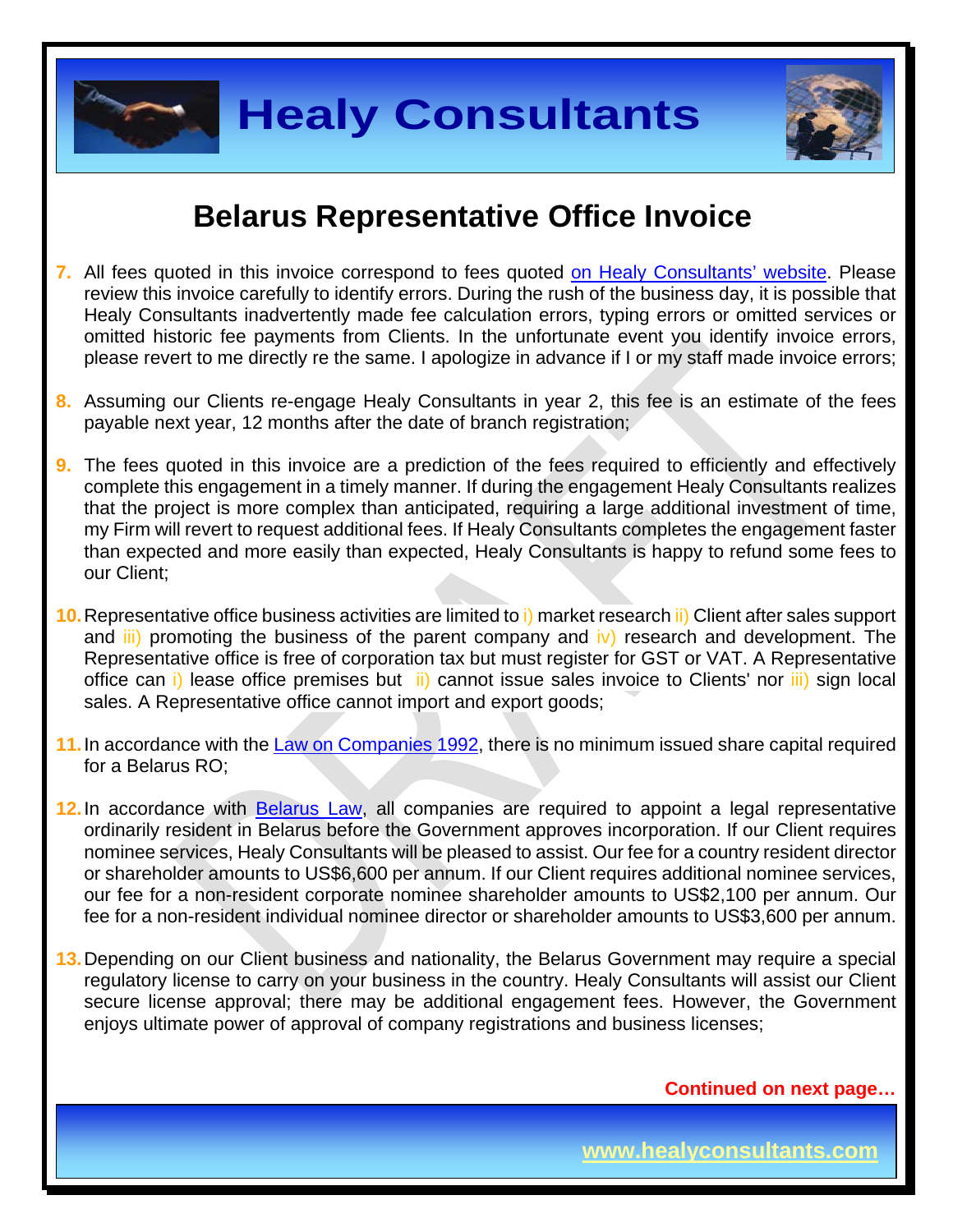# Belarus Representative Office Invoice

7. All fees quoted in this invoice correspond to fees quoted on Healy Consultants' website. Please review this invoice carefully to identify errors. During the rush of the business day, it is possible that Healy Consultants inadvertently made fee calculation errors, typing errors or omitted services or omitted historic fee payments from Clients. In the unfortunate event you identify invoice errors, please revert to me directly re the same. I apologize in advance if I or my staff made invoice errors;

8. Assuming our Clients re-engage Healy Consultants in year 2, this fee is an estimate of the fees payable next year, 12 months after the date of branch registration;

9. The fees quoted in this invoice are a prediction of the fees required to efficiently and effectively complete this engagement in a timely manner. If during the engagement Healy Consultants realizes that the project is more complex than anticipated, requiring a large additional investment of time, my Firm will revert to request additional fees. If Healy Consultants completes the engagement faster than expected and more easily than expected, Healy Consultants is happy to refund some fees to our Client;

10. Representative office business activities are limited to i) market research ii) Client after sales support and iii) promoting the business of the parent company and iv) research and development. The Representative office is free of corporation tax but must register for GST or VAT. A Representative office can i) lease office premises but ii) cannot issue sales invoice to Clients' nor iii) sign local sales. A Representative office cannot import and export goods;

11. In accordance with the Law on Companies 1992, there is no minimum issued share capital required for a Belarus RO;

12. In accordance with Belarus Law, all companies are required to appoint a legal representative ordinarily resident in Belarus before the Government approves incorporation. If our Client requires nominee services, Healy Consultants will be pleased to assist. Our fee for a country resident director or shareholder amounts to US$6,600 per annum. If our Client requires additional nominee services, our fee for a non-resident corporate nominee shareholder amounts to US$2,100 per annum. Our fee for a non-resident individual nominee director or shareholder amounts to US$3,600 per annum.

13. Depending on our Client business and nationality, the Belarus Government may require a special regulatory license to carry on your business in the country. Healy Consultants will assist our Client secure license approval; there may be additional engagement fees. However, the Government enjoys ultimate power of approval of company registrations and business licenses;

**Continued on next page…**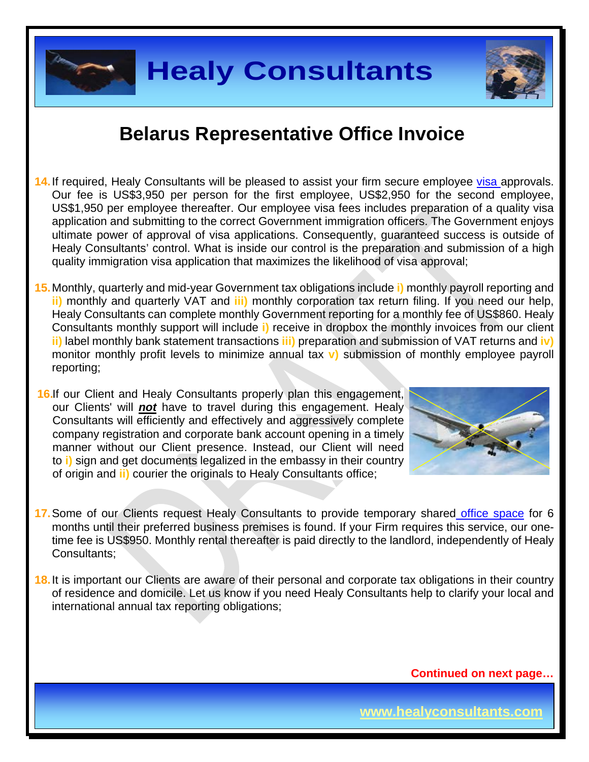# Belarus Representative Office Invoice

14. If required, Healy Consultants will be pleased to assist your firm secure employee visa approvals. Our fee is US$3,950 per person for the first employee, US$2,950 for the second employee, US$1,950 per employee thereafter. Our employee visa fees includes preparation of a quality visa application and submitting to the correct Government immigration officers. The Government enjoys ultimate power of approval of visa applications. Consequently, guaranteed success is outside of Healy Consultants' control. What is inside our control is the preparation and submission of a high quality immigration visa application that maximizes the likelihood of visa approval;

15. Monthly, quarterly and mid-year Government tax obligations include **i)** monthly payroll reporting and **ii)** monthly and quarterly VAT and **iii)** monthly corporation tax return filing. If you need our help, Healy Consultants can complete monthly Government reporting for a monthly fee of US$860. Healy Consultants monthly support will include **i)** receive in dropbox the monthly invoices from our client **ii)** label monthly bank statement transactions **iii)** preparation and submission of VAT returns and **iv)** monitor monthly profit levels to minimize annual tax **v)** submission of monthly employee payroll reporting;

16. If our Client and Healy Consultants properly plan this engagement, our Clients' will ***not*** have to travel during this engagement. Healy Consultants will efficiently and effectively and aggressively complete company registration and corporate bank account opening in a timely manner without our Client presence. Instead, our Client will need to **i)** sign and get documents legalized in the embassy in their country of origin and **ii)** courier the originals to Healy Consultants office;

17. Some of our Clients request Healy Consultants to provide temporary shared office space for 6 months until their preferred business premises is found. If your Firm requires this service, our one-time fee is US$950. Monthly rental thereafter is paid directly to the landlord, independently of Healy Consultants;

18. It is important our Clients are aware of their personal and corporate tax obligations in their country of residence and domicile. Let us know if you need Healy Consultants help to clarify your local and international annual tax reporting obligations;

**Continued on next page…**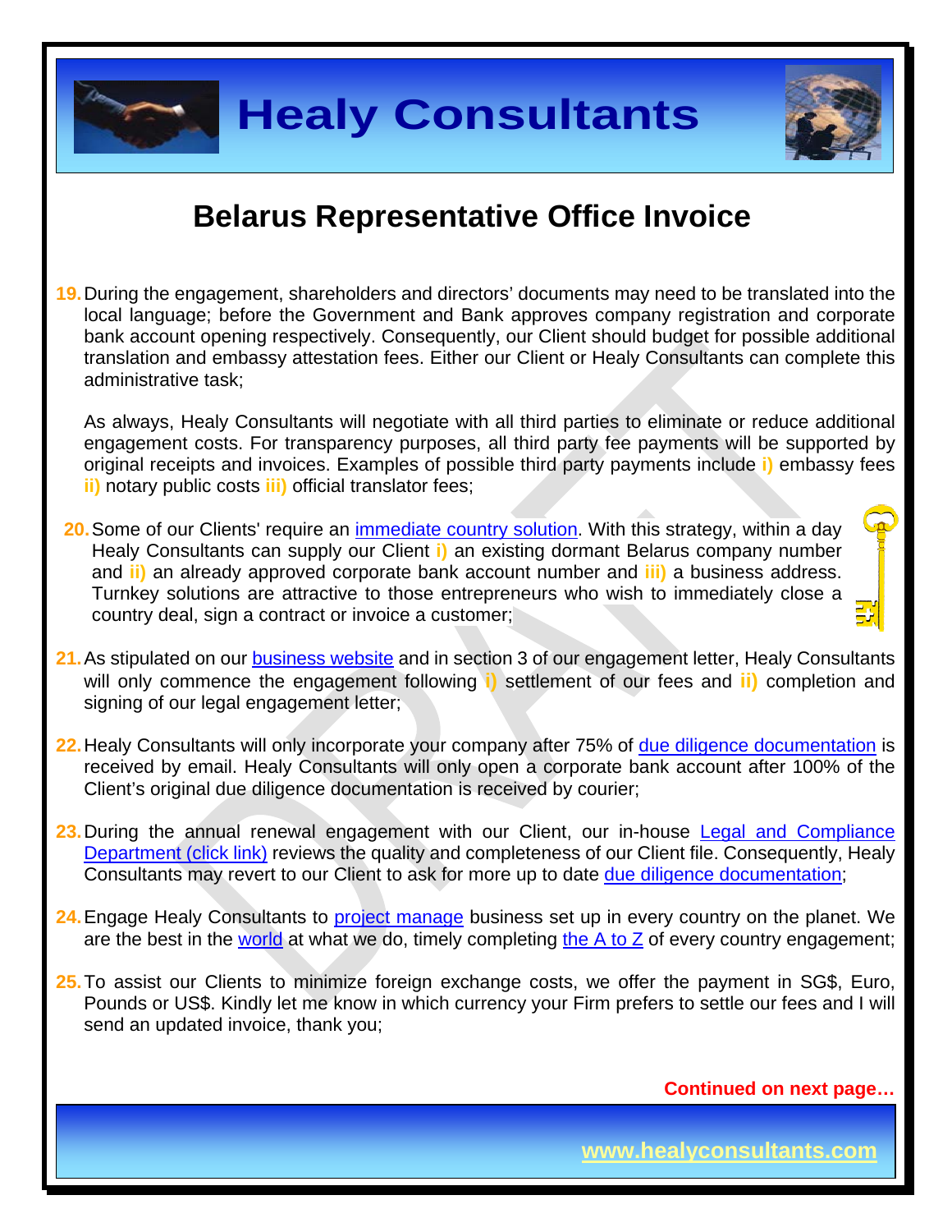# Belarus Representative Office Invoice

19. During the engagement, shareholders and directors' documents may need to be translated into the local language; before the Government and Bank approves company registration and corporate bank account opening respectively. Consequently, our Client should budget for possible additional translation and embassy attestation fees. Either our Client or Healy Consultants can complete this administrative task;

    As always, Healy Consultants will negotiate with all third parties to eliminate or reduce additional engagement costs. For transparency purposes, all third party fee payments will be supported by original receipts and invoices. Examples of possible third party payments include **i)** embassy fees **ii)** notary public costs **iii)** official translator fees;

20. Some of our Clients' require an immediate country solution. With this strategy, within a day Healy Consultants can supply our Client **i)** an existing dormant Belarus company number and **ii)** an already approved corporate bank account number and **iii)** a business address. Turnkey solutions are attractive to those entrepreneurs who wish to immediately close a country deal, sign a contract or invoice a customer;

21. As stipulated on our business website and in section 3 of our engagement letter, Healy Consultants will only commence the engagement following **i)** settlement of our fees and **ii)** completion and signing of our legal engagement letter;

22. Healy Consultants will only incorporate your company after 75% of due diligence documentation is received by email. Healy Consultants will only open a corporate bank account after 100% of the Client's original due diligence documentation is received by courier;

23. During the annual renewal engagement with our Client, our in-house Legal and Compliance Department (click link) reviews the quality and completeness of our Client file. Consequently, Healy Consultants may revert to our Client to ask for more up to date due diligence documentation;

24. Engage Healy Consultants to project manage business set up in every country on the planet. We are the best in the world at what we do, timely completing the A to Z of every country engagement;

25. To assist our Clients to minimize foreign exchange costs, we offer the payment in SG$, Euro, Pounds or US$. Kindly let me know in which currency your Firm prefers to settle our fees and I will send an updated invoice, thank you;

**Continued on next page…**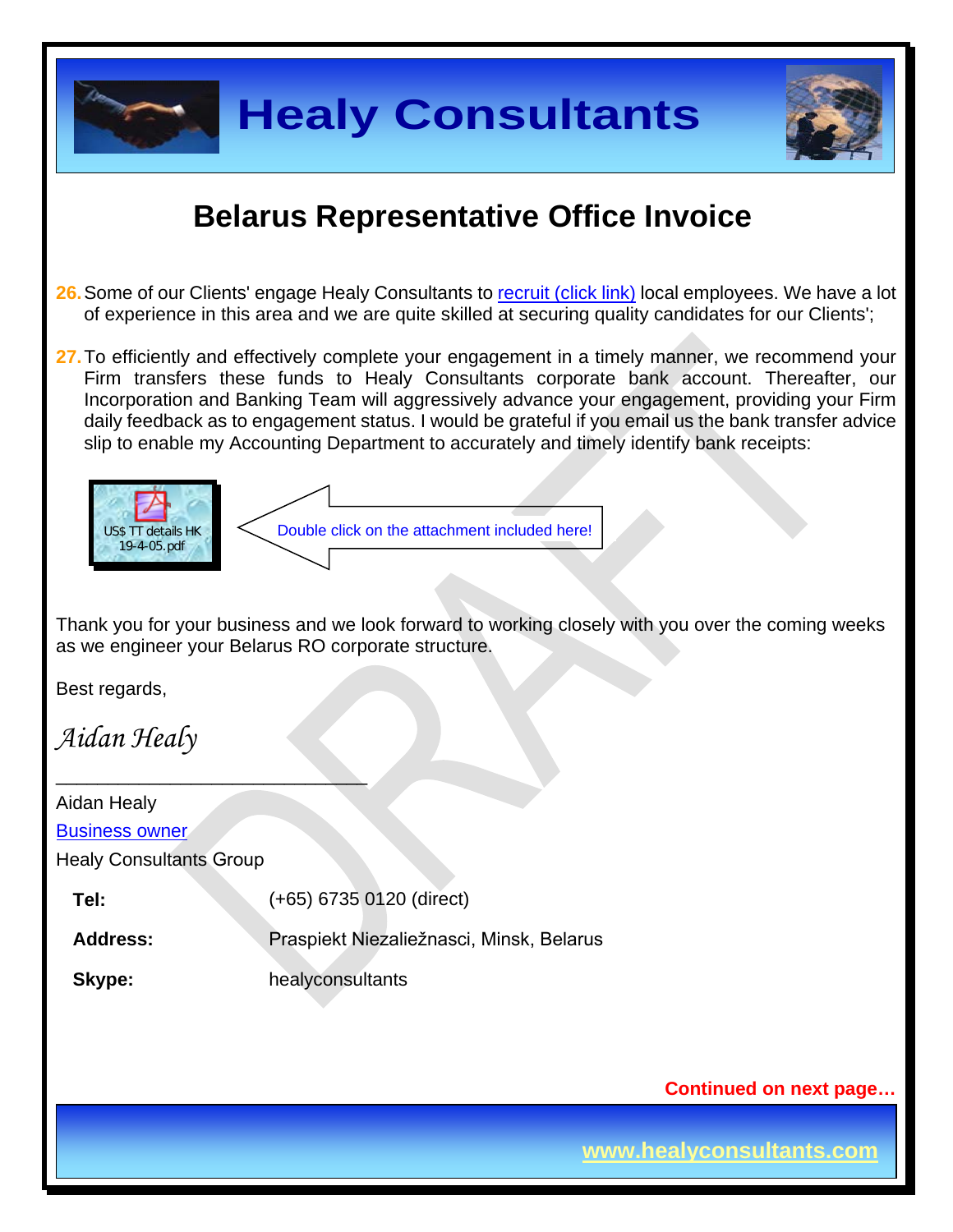# Belarus Representative Office Invoice

26. Some of our Clients' engage Healy Consultants to recruit (click link) local employees. We have a lot of experience in this area and we are quite skilled at securing quality candidates for our Clients';

27. To efficiently and effectively complete your engagement in a timely manner, we recommend your Firm transfers these funds to Healy Consultants corporate bank account. Thereafter, our Incorporation and Banking Team will aggressively advance your engagement, providing your Firm daily feedback as to engagement status. I would be grateful if you email us the bank transfer advice slip to enable my Accounting Department to accurately and timely identify bank receipts:

US$ TT details HK 19-4-05.pdf

Double click on the attachment included here!

Thank you for your business and we look forward to working closely with you over the coming weeks as we engineer your Belarus RO corporate structure.

Best regards,

*Aidan Healy*

______________________________

Aidan Healy

Business owner

Healy Consultants Group

| | |
|---|---|
| **Tel:** | (+65) 6735 0120 (direct) |
| **Address:** | Praspiekt Niezaliežnasci, Minsk, Belarus |
| **Skype:** | healyconsultants |

**Continued on next page…**